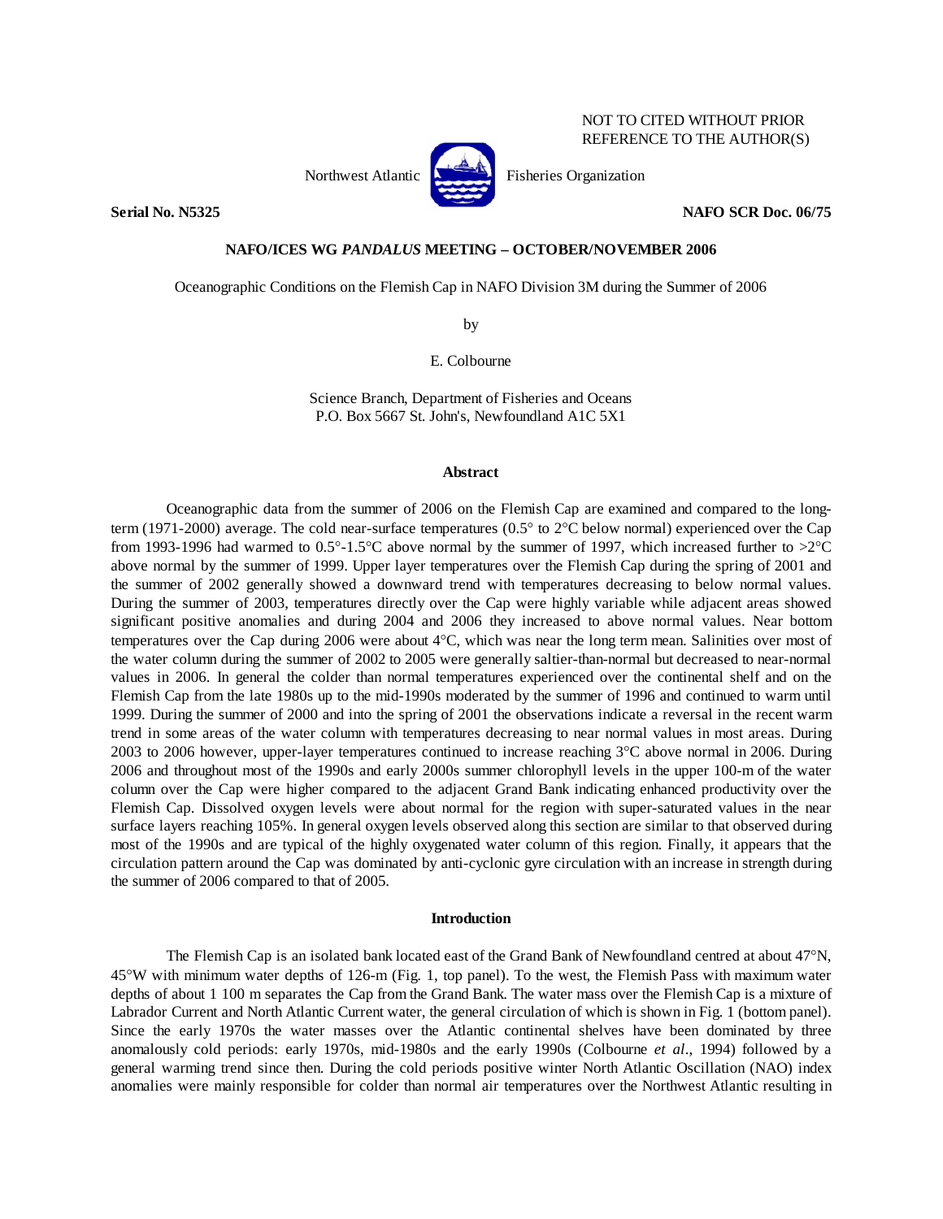NOT TO CITED WITHOUT PRIOR
REFERENCE TO THE AUTHOR(S)

Northwest Atlantic Fisheries Organization

**Serial No. N5325** **NAFO SCR Doc. 06/75**

**NAFO/ICES WG *PANDALUS* MEETING – OCTOBER/NOVEMBER 2006**

Oceanographic Conditions on the Flemish Cap in NAFO Division 3M during the Summer of 2006

by

E. Colbourne

Science Branch, Department of Fisheries and Oceans
P.O. Box 5667 St. John's, Newfoundland A1C 5X1

## Abstract

Oceanographic data from the summer of 2006 on the Flemish Cap are examined and compared to the long-term (1971-2000) average. The cold near-surface temperatures (0.5° to 2°C below normal) experienced over the Cap from 1993-1996 had warmed to 0.5°-1.5°C above normal by the summer of 1997, which increased further to >2°C above normal by the summer of 1999. Upper layer temperatures over the Flemish Cap during the spring of 2001 and the summer of 2002 generally showed a downward trend with temperatures decreasing to below normal values. During the summer of 2003, temperatures directly over the Cap were highly variable while adjacent areas showed significant positive anomalies and during 2004 and 2006 they increased to above normal values. Near bottom temperatures over the Cap during 2006 were about 4°C, which was near the long term mean. Salinities over most of the water column during the summer of 2002 to 2005 were generally saltier-than-normal but decreased to near-normal values in 2006. In general the colder than normal temperatures experienced over the continental shelf and on the Flemish Cap from the late 1980s up to the mid-1990s moderated by the summer of 1996 and continued to warm until 1999. During the summer of 2000 and into the spring of 2001 the observations indicate a reversal in the recent warm trend in some areas of the water column with temperatures decreasing to near normal values in most areas. During 2003 to 2006 however, upper-layer temperatures continued to increase reaching 3°C above normal in 2006. During 2006 and throughout most of the 1990s and early 2000s summer chlorophyll levels in the upper 100-m of the water column over the Cap were higher compared to the adjacent Grand Bank indicating enhanced productivity over the Flemish Cap. Dissolved oxygen levels were about normal for the region with super-saturated values in the near surface layers reaching 105%. In general oxygen levels observed along this section are similar to that observed during most of the 1990s and are typical of the highly oxygenated water column of this region. Finally, it appears that the circulation pattern around the Cap was dominated by anti-cyclonic gyre circulation with an increase in strength during the summer of 2006 compared to that of 2005.

## Introduction

The Flemish Cap is an isolated bank located east of the Grand Bank of Newfoundland centred at about 47°N, 45°W with minimum water depths of 126-m (Fig. 1, top panel). To the west, the Flemish Pass with maximum water depths of about 1 100 m separates the Cap from the Grand Bank. The water mass over the Flemish Cap is a mixture of Labrador Current and North Atlantic Current water, the general circulation of which is shown in Fig. 1 (bottom panel). Since the early 1970s the water masses over the Atlantic continental shelves have been dominated by three anomalously cold periods: early 1970s, mid-1980s and the early 1990s (Colbourne *et al*., 1994) followed by a general warming trend since then. During the cold periods positive winter North Atlantic Oscillation (NAO) index anomalies were mainly responsible for colder than normal air temperatures over the Northwest Atlantic resulting in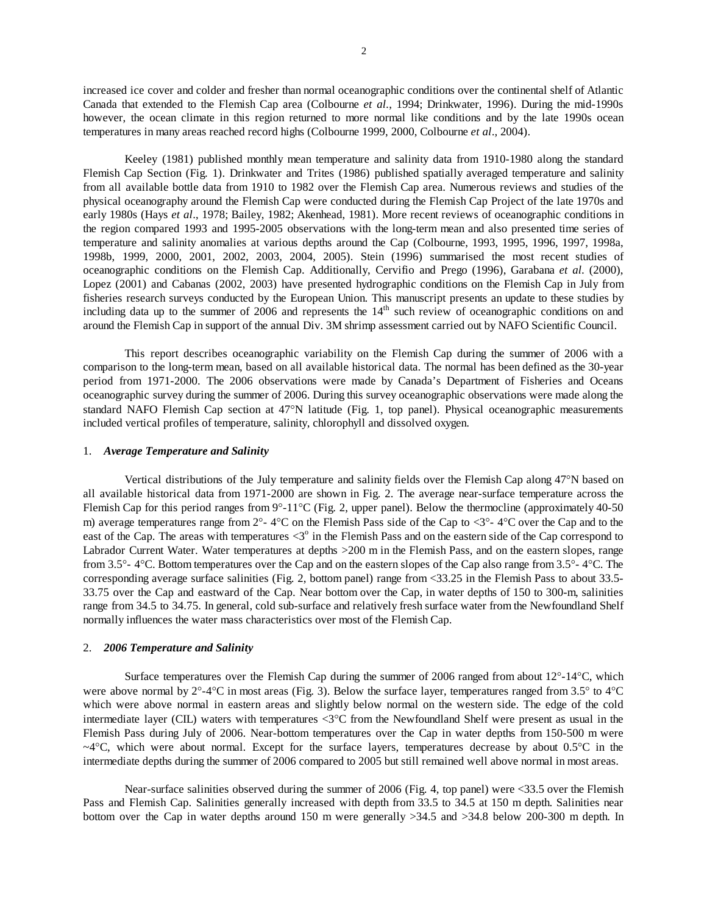increased ice cover and colder and fresher than normal oceanographic conditions over the continental shelf of Atlantic Canada that extended to the Flemish Cap area (Colbourne *et al*., 1994; Drinkwater, 1996). During the mid-1990s however, the ocean climate in this region returned to more normal like conditions and by the late 1990s ocean temperatures in many areas reached record highs (Colbourne 1999, 2000, Colbourne *et al*., 2004).

Keeley (1981) published monthly mean temperature and salinity data from 1910-1980 along the standard Flemish Cap Section (Fig. 1). Drinkwater and Trites (1986) published spatially averaged temperature and salinity from all available bottle data from 1910 to 1982 over the Flemish Cap area. Numerous reviews and studies of the physical oceanography around the Flemish Cap were conducted during the Flemish Cap Project of the late 1970s and early 1980s (Hays *et al*., 1978; Bailey, 1982; Akenhead, 1981). More recent reviews of oceanographic conditions in the region compared 1993 and 1995-2005 observations with the long-term mean and also presented time series of temperature and salinity anomalies at various depths around the Cap (Colbourne, 1993, 1995, 1996, 1997, 1998a, 1998b, 1999, 2000, 2001, 2002, 2003, 2004, 2005). Stein (1996) summarised the most recent studies of oceanographic conditions on the Flemish Cap. Additionally, Cervifio and Prego (1996), Garabana *et al*. (2000), Lopez (2001) and Cabanas (2002, 2003) have presented hydrographic conditions on the Flemish Cap in July from fisheries research surveys conducted by the European Union. This manuscript presents an update to these studies by including data up to the summer of 2006 and represents the 14th such review of oceanographic conditions on and around the Flemish Cap in support of the annual Div. 3M shrimp assessment carried out by NAFO Scientific Council.

This report describes oceanographic variability on the Flemish Cap during the summer of 2006 with a comparison to the long-term mean, based on all available historical data. The normal has been defined as the 30-year period from 1971-2000. The 2006 observations were made by Canada's Department of Fisheries and Oceans oceanographic survey during the summer of 2006. During this survey oceanographic observations were made along the standard NAFO Flemish Cap section at 47°N latitude (Fig. 1, top panel). Physical oceanographic measurements included vertical profiles of temperature, salinity, chlorophyll and dissolved oxygen.

## 1. *Average Temperature and Salinity*

Vertical distributions of the July temperature and salinity fields over the Flemish Cap along 47°N based on all available historical data from 1971-2000 are shown in Fig. 2. The average near-surface temperature across the Flemish Cap for this period ranges from 9°-11°C (Fig. 2, upper panel). Below the thermocline (approximately 40-50 m) average temperatures range from 2°- 4°C on the Flemish Pass side of the Cap to <3°- 4°C over the Cap and to the east of the Cap. The areas with temperatures <3° in the Flemish Pass and on the eastern side of the Cap correspond to Labrador Current Water. Water temperatures at depths >200 m in the Flemish Pass, and on the eastern slopes, range from 3.5°- 4°C. Bottom temperatures over the Cap and on the eastern slopes of the Cap also range from 3.5°- 4°C. The corresponding average surface salinities (Fig. 2, bottom panel) range from <33.25 in the Flemish Pass to about 33.5-33.75 over the Cap and eastward of the Cap. Near bottom over the Cap, in water depths of 150 to 300-m, salinities range from 34.5 to 34.75. In general, cold sub-surface and relatively fresh surface water from the Newfoundland Shelf normally influences the water mass characteristics over most of the Flemish Cap.

## 2. *2006 Temperature and Salinity*

Surface temperatures over the Flemish Cap during the summer of 2006 ranged from about 12°-14°C, which were above normal by 2°-4°C in most areas (Fig. 3). Below the surface layer, temperatures ranged from 3.5° to 4°C which were above normal in eastern areas and slightly below normal on the western side. The edge of the cold intermediate layer (CIL) waters with temperatures <3°C from the Newfoundland Shelf were present as usual in the Flemish Pass during July of 2006. Near-bottom temperatures over the Cap in water depths from 150-500 m were ~4°C, which were about normal. Except for the surface layers, temperatures decrease by about 0.5°C in the intermediate depths during the summer of 2006 compared to 2005 but still remained well above normal in most areas.

Near-surface salinities observed during the summer of 2006 (Fig. 4, top panel) were <33.5 over the Flemish Pass and Flemish Cap. Salinities generally increased with depth from 33.5 to 34.5 at 150 m depth. Salinities near bottom over the Cap in water depths around 150 m were generally >34.5 and >34.8 below 200-300 m depth. In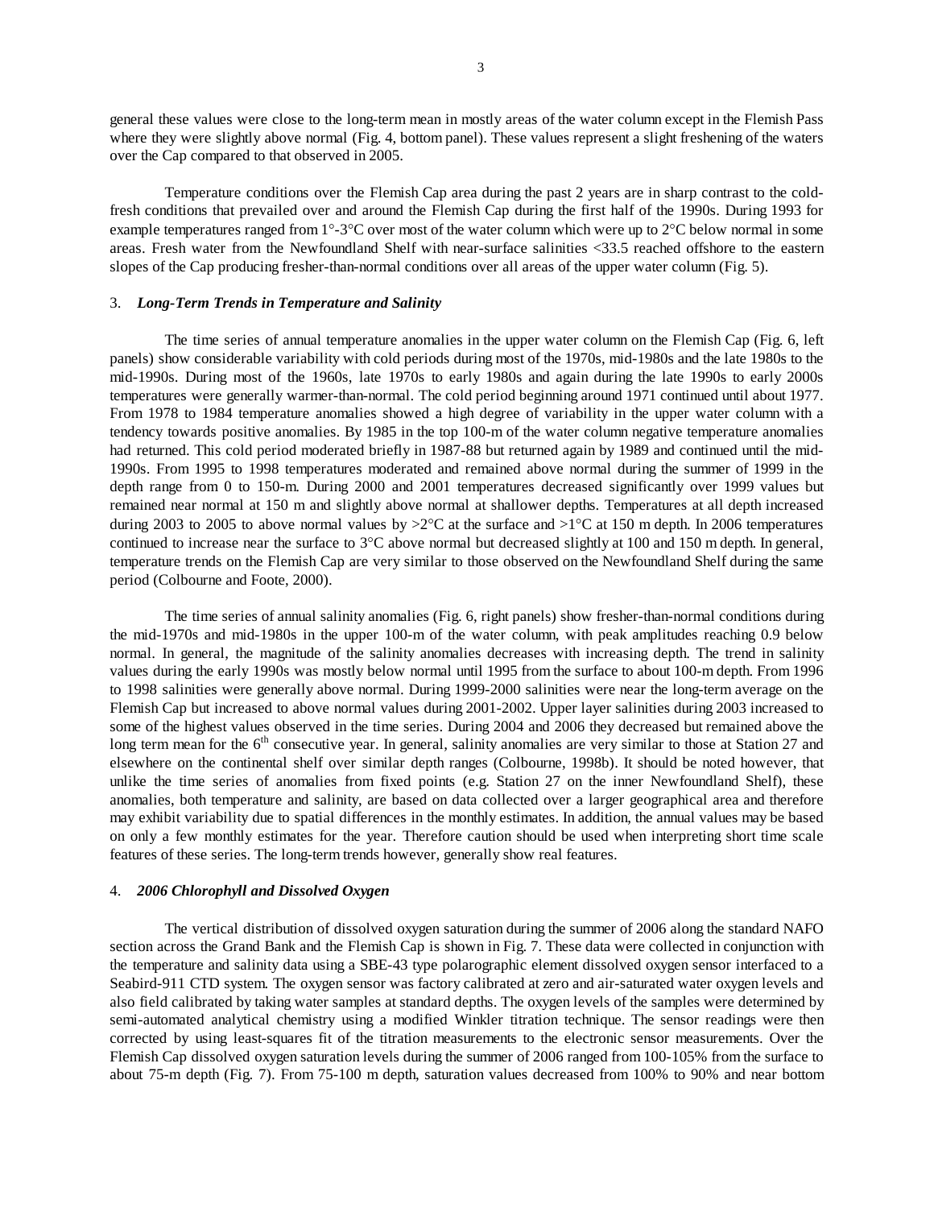general these values were close to the long-term mean in mostly areas of the water column except in the Flemish Pass where they were slightly above normal (Fig. 4, bottom panel). These values represent a slight freshening of the waters over the Cap compared to that observed in 2005.

Temperature conditions over the Flemish Cap area during the past 2 years are in sharp contrast to the cold-fresh conditions that prevailed over and around the Flemish Cap during the first half of the 1990s. During 1993 for example temperatures ranged from 1°-3°C over most of the water column which were up to 2°C below normal in some areas. Fresh water from the Newfoundland Shelf with near-surface salinities <33.5 reached offshore to the eastern slopes of the Cap producing fresher-than-normal conditions over all areas of the upper water column (Fig. 5).

## 3. *Long-Term Trends in Temperature and Salinity*

The time series of annual temperature anomalies in the upper water column on the Flemish Cap (Fig. 6, left panels) show considerable variability with cold periods during most of the 1970s, mid-1980s and the late 1980s to the mid-1990s. During most of the 1960s, late 1970s to early 1980s and again during the late 1990s to early 2000s temperatures were generally warmer-than-normal. The cold period beginning around 1971 continued until about 1977. From 1978 to 1984 temperature anomalies showed a high degree of variability in the upper water column with a tendency towards positive anomalies. By 1985 in the top 100-m of the water column negative temperature anomalies had returned. This cold period moderated briefly in 1987-88 but returned again by 1989 and continued until the mid-1990s. From 1995 to 1998 temperatures moderated and remained above normal during the summer of 1999 in the depth range from 0 to 150-m. During 2000 and 2001 temperatures decreased significantly over 1999 values but remained near normal at 150 m and slightly above normal at shallower depths. Temperatures at all depth increased during 2003 to 2005 to above normal values by >2°C at the surface and >1°C at 150 m depth. In 2006 temperatures continued to increase near the surface to 3°C above normal but decreased slightly at 100 and 150 m depth. In general, temperature trends on the Flemish Cap are very similar to those observed on the Newfoundland Shelf during the same period (Colbourne and Foote, 2000).

The time series of annual salinity anomalies (Fig. 6, right panels) show fresher-than-normal conditions during the mid-1970s and mid-1980s in the upper 100-m of the water column, with peak amplitudes reaching 0.9 below normal. In general, the magnitude of the salinity anomalies decreases with increasing depth. The trend in salinity values during the early 1990s was mostly below normal until 1995 from the surface to about 100-m depth. From 1996 to 1998 salinities were generally above normal. During 1999-2000 salinities were near the long-term average on the Flemish Cap but increased to above normal values during 2001-2002. Upper layer salinities during 2003 increased to some of the highest values observed in the time series. During 2004 and 2006 they decreased but remained above the long term mean for the 6th consecutive year. In general, salinity anomalies are very similar to those at Station 27 and elsewhere on the continental shelf over similar depth ranges (Colbourne, 1998b). It should be noted however, that unlike the time series of anomalies from fixed points (e.g. Station 27 on the inner Newfoundland Shelf), these anomalies, both temperature and salinity, are based on data collected over a larger geographical area and therefore may exhibit variability due to spatial differences in the monthly estimates. In addition, the annual values may be based on only a few monthly estimates for the year. Therefore caution should be used when interpreting short time scale features of these series. The long-term trends however, generally show real features.

## 4. *2006 Chlorophyll and Dissolved Oxygen*

The vertical distribution of dissolved oxygen saturation during the summer of 2006 along the standard NAFO section across the Grand Bank and the Flemish Cap is shown in Fig. 7. These data were collected in conjunction with the temperature and salinity data using a SBE-43 type polarographic element dissolved oxygen sensor interfaced to a Seabird-911 CTD system. The oxygen sensor was factory calibrated at zero and air-saturated water oxygen levels and also field calibrated by taking water samples at standard depths. The oxygen levels of the samples were determined by semi-automated analytical chemistry using a modified Winkler titration technique. The sensor readings were then corrected by using least-squares fit of the titration measurements to the electronic sensor measurements. Over the Flemish Cap dissolved oxygen saturation levels during the summer of 2006 ranged from 100-105% from the surface to about 75-m depth (Fig. 7). From 75-100 m depth, saturation values decreased from 100% to 90% and near bottom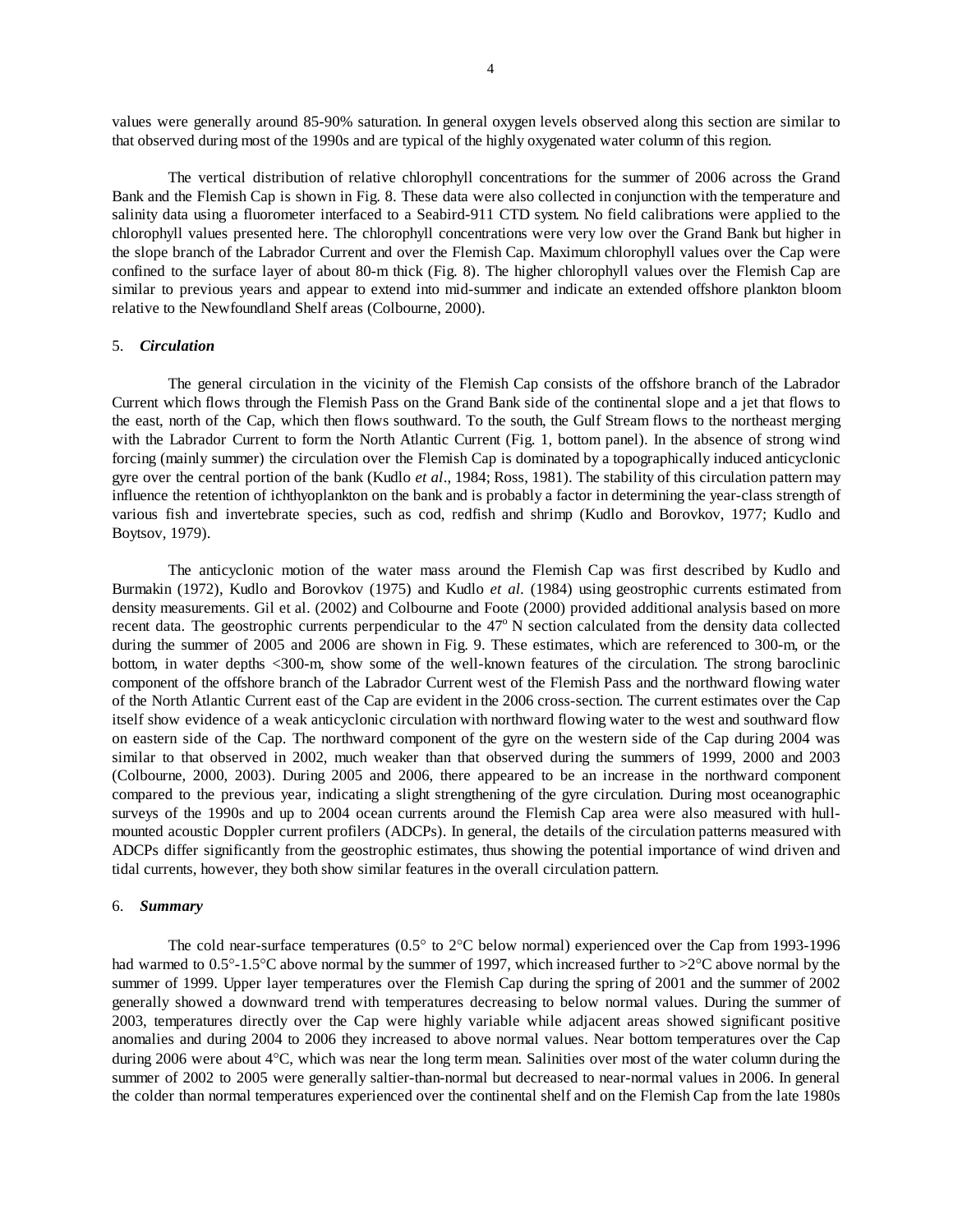values were generally around 85-90% saturation. In general oxygen levels observed along this section are similar to that observed during most of the 1990s and are typical of the highly oxygenated water column of this region.

The vertical distribution of relative chlorophyll concentrations for the summer of 2006 across the Grand Bank and the Flemish Cap is shown in Fig. 8. These data were also collected in conjunction with the temperature and salinity data using a fluorometer interfaced to a Seabird-911 CTD system. No field calibrations were applied to the chlorophyll values presented here. The chlorophyll concentrations were very low over the Grand Bank but higher in the slope branch of the Labrador Current and over the Flemish Cap. Maximum chlorophyll values over the Cap were confined to the surface layer of about 80-m thick (Fig. 8). The higher chlorophyll values over the Flemish Cap are similar to previous years and appear to extend into mid-summer and indicate an extended offshore plankton bloom relative to the Newfoundland Shelf areas (Colbourne, 2000).

## 5. *Circulation*

The general circulation in the vicinity of the Flemish Cap consists of the offshore branch of the Labrador Current which flows through the Flemish Pass on the Grand Bank side of the continental slope and a jet that flows to the east, north of the Cap, which then flows southward. To the south, the Gulf Stream flows to the northeast merging with the Labrador Current to form the North Atlantic Current (Fig. 1, bottom panel). In the absence of strong wind forcing (mainly summer) the circulation over the Flemish Cap is dominated by a topographically induced anticyclonic gyre over the central portion of the bank (Kudlo *et al*., 1984; Ross, 1981). The stability of this circulation pattern may influence the retention of ichthyoplankton on the bank and is probably a factor in determining the year-class strength of various fish and invertebrate species, such as cod, redfish and shrimp (Kudlo and Borovkov, 1977; Kudlo and Boytsov, 1979).

The anticyclonic motion of the water mass around the Flemish Cap was first described by Kudlo and Burmakin (1972), Kudlo and Borovkov (1975) and Kudlo *et al.* (1984) using geostrophic currents estimated from density measurements. Gil et al. (2002) and Colbourne and Foote (2000) provided additional analysis based on more recent data. The geostrophic currents perpendicular to the 47$^{o}$ N section calculated from the density data collected during the summer of 2005 and 2006 are shown in Fig. 9. These estimates, which are referenced to 300-m, or the bottom, in water depths <300-m, show some of the well-known features of the circulation. The strong baroclinic component of the offshore branch of the Labrador Current west of the Flemish Pass and the northward flowing water of the North Atlantic Current east of the Cap are evident in the 2006 cross-section. The current estimates over the Cap itself show evidence of a weak anticyclonic circulation with northward flowing water to the west and southward flow on eastern side of the Cap. The northward component of the gyre on the western side of the Cap during 2004 was similar to that observed in 2002, much weaker than that observed during the summers of 1999, 2000 and 2003 (Colbourne, 2000, 2003). During 2005 and 2006, there appeared to be an increase in the northward component compared to the previous year, indicating a slight strengthening of the gyre circulation. During most oceanographic surveys of the 1990s and up to 2004 ocean currents around the Flemish Cap area were also measured with hull-mounted acoustic Doppler current profilers (ADCPs). In general, the details of the circulation patterns measured with ADCPs differ significantly from the geostrophic estimates, thus showing the potential importance of wind driven and tidal currents, however, they both show similar features in the overall circulation pattern.

## 6. *Summary*

The cold near-surface temperatures (0.5° to 2°C below normal) experienced over the Cap from 1993-1996 had warmed to 0.5°-1.5°C above normal by the summer of 1997, which increased further to >2°C above normal by the summer of 1999. Upper layer temperatures over the Flemish Cap during the spring of 2001 and the summer of 2002 generally showed a downward trend with temperatures decreasing to below normal values. During the summer of 2003, temperatures directly over the Cap were highly variable while adjacent areas showed significant positive anomalies and during 2004 to 2006 they increased to above normal values. Near bottom temperatures over the Cap during 2006 were about 4°C, which was near the long term mean. Salinities over most of the water column during the summer of 2002 to 2005 were generally saltier-than-normal but decreased to near-normal values in 2006. In general the colder than normal temperatures experienced over the continental shelf and on the Flemish Cap from the late 1980s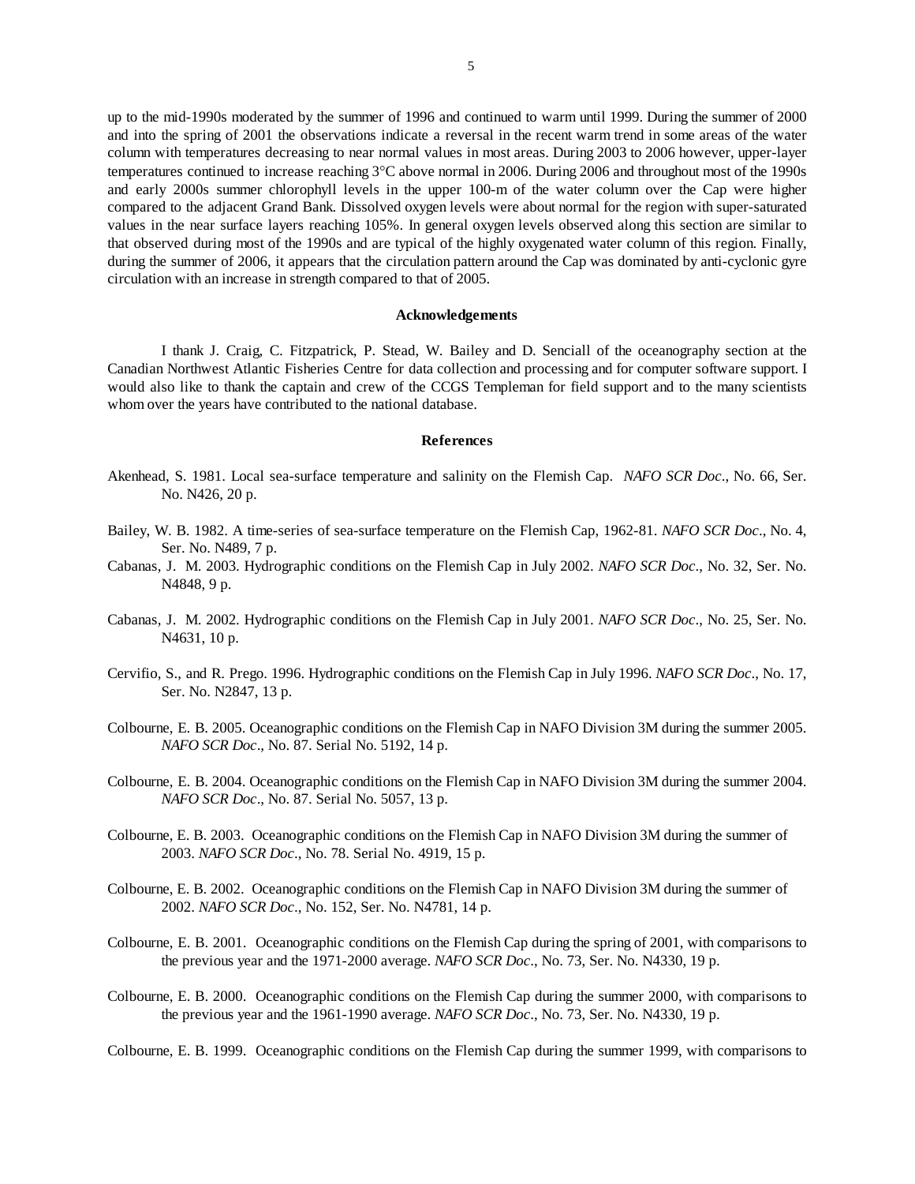up to the mid-1990s moderated by the summer of 1996 and continued to warm until 1999. During the summer of 2000 and into the spring of 2001 the observations indicate a reversal in the recent warm trend in some areas of the water column with temperatures decreasing to near normal values in most areas. During 2003 to 2006 however, upper-layer temperatures continued to increase reaching 3°C above normal in 2006. During 2006 and throughout most of the 1990s and early 2000s summer chlorophyll levels in the upper 100-m of the water column over the Cap were higher compared to the adjacent Grand Bank. Dissolved oxygen levels were about normal for the region with super-saturated values in the near surface layers reaching 105%. In general oxygen levels observed along this section are similar to that observed during most of the 1990s and are typical of the highly oxygenated water column of this region. Finally, during the summer of 2006, it appears that the circulation pattern around the Cap was dominated by anti-cyclonic gyre circulation with an increase in strength compared to that of 2005.

## Acknowledgements

I thank J. Craig, C. Fitzpatrick, P. Stead, W. Bailey and D. Senciall of the oceanography section at the Canadian Northwest Atlantic Fisheries Centre for data collection and processing and for computer software support. I would also like to thank the captain and crew of the CCGS Templeman for field support and to the many scientists whom over the years have contributed to the national database.

## References

Akenhead, S. 1981. Local sea-surface temperature and salinity on the Flemish Cap. *NAFO SCR Doc*., No. 66, Ser. No. N426, 20 p.

Bailey, W. B. 1982. A time-series of sea-surface temperature on the Flemish Cap, 1962-81. *NAFO SCR Doc*., No. 4, Ser. No. N489, 7 p.

Cabanas, J. M. 2003. Hydrographic conditions on the Flemish Cap in July 2002. *NAFO SCR Doc*., No. 32, Ser. No. N4848, 9 p.

Cabanas, J. M. 2002. Hydrographic conditions on the Flemish Cap in July 2001. *NAFO SCR Doc*., No. 25, Ser. No. N4631, 10 p.

Cervifio, S., and R. Prego. 1996. Hydrographic conditions on the Flemish Cap in July 1996. *NAFO SCR Doc*., No. 17, Ser. No. N2847, 13 p.

Colbourne, E. B. 2005. Oceanographic conditions on the Flemish Cap in NAFO Division 3M during the summer 2005. *NAFO SCR Doc*., No. 87. Serial No. 5192, 14 p.

Colbourne, E. B. 2004. Oceanographic conditions on the Flemish Cap in NAFO Division 3M during the summer 2004. *NAFO SCR Doc*., No. 87. Serial No. 5057, 13 p.

Colbourne, E. B. 2003. Oceanographic conditions on the Flemish Cap in NAFO Division 3M during the summer of 2003. *NAFO SCR Doc*., No. 78. Serial No. 4919, 15 p.

Colbourne, E. B. 2002. Oceanographic conditions on the Flemish Cap in NAFO Division 3M during the summer of 2002. *NAFO SCR Doc*., No. 152, Ser. No. N4781, 14 p.

Colbourne, E. B. 2001. Oceanographic conditions on the Flemish Cap during the spring of 2001, with comparisons to the previous year and the 1971-2000 average. *NAFO SCR Doc*., No. 73, Ser. No. N4330, 19 p.

Colbourne, E. B. 2000. Oceanographic conditions on the Flemish Cap during the summer 2000, with comparisons to the previous year and the 1961-1990 average. *NAFO SCR Doc*., No. 73, Ser. No. N4330, 19 p.

Colbourne, E. B. 1999. Oceanographic conditions on the Flemish Cap during the summer 1999, with comparisons to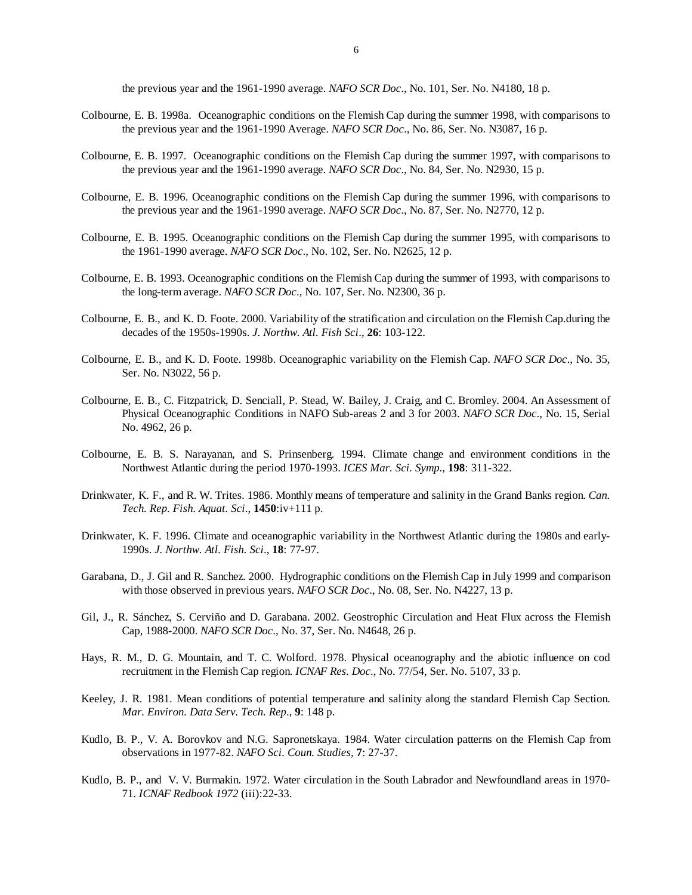the previous year and the 1961-1990 average. *NAFO SCR Doc*., No. 101, Ser. No. N4180, 18 p.

Colbourne, E. B. 1998a. Oceanographic conditions on the Flemish Cap during the summer 1998, with comparisons to the previous year and the 1961-1990 Average. *NAFO SCR Doc*., No. 86, Ser. No. N3087, 16 p.

Colbourne, E. B. 1997. Oceanographic conditions on the Flemish Cap during the summer 1997, with comparisons to the previous year and the 1961-1990 average. *NAFO SCR Doc*., No. 84, Ser. No. N2930, 15 p.

Colbourne, E. B. 1996. Oceanographic conditions on the Flemish Cap during the summer 1996, with comparisons to the previous year and the 1961-1990 average. *NAFO SCR Doc*., No. 87, Ser. No. N2770, 12 p.

Colbourne, E. B. 1995. Oceanographic conditions on the Flemish Cap during the summer 1995, with comparisons to the 1961-1990 average. *NAFO SCR Doc*., No. 102, Ser. No. N2625, 12 p.

Colbourne, E. B. 1993. Oceanographic conditions on the Flemish Cap during the summer of 1993, with comparisons to the long-term average. *NAFO SCR Doc*., No. 107, Ser. No. N2300, 36 p.

Colbourne, E. B., and K. D. Foote. 2000. Variability of the stratification and circulation on the Flemish Cap.during the decades of the 1950s-1990s. *J. Northw. Atl. Fish Sci*., **26**: 103-122.

Colbourne, E. B., and K. D. Foote. 1998b. Oceanographic variability on the Flemish Cap. *NAFO SCR Doc*., No. 35, Ser. No. N3022, 56 p.

Colbourne, E. B., C. Fitzpatrick, D. Senciall, P. Stead, W. Bailey, J. Craig, and C. Bromley. 2004. An Assessment of Physical Oceanographic Conditions in NAFO Sub-areas 2 and 3 for 2003. *NAFO SCR Doc*., No. 15, Serial No. 4962, 26 p.

Colbourne, E. B. S. Narayanan, and S. Prinsenberg. 1994. Climate change and environment conditions in the Northwest Atlantic during the period 1970-1993. *ICES Mar. Sci. Symp*., **198**: 311-322.

Drinkwater, K. F., and R. W. Trites. 1986. Monthly means of temperature and salinity in the Grand Banks region. *Can. Tech. Rep. Fish. Aquat. Sci*., **1450**:iv+111 p.

Drinkwater, K. F. 1996. Climate and oceanographic variability in the Northwest Atlantic during the 1980s and early-1990s. *J. Northw. Atl. Fish. Sci*., **18**: 77-97.

Garabana, D., J. Gil and R. Sanchez. 2000. Hydrographic conditions on the Flemish Cap in July 1999 and comparison with those observed in previous years. *NAFO SCR Doc*., No. 08, Ser. No. N4227, 13 p.

Gil, J., R. Sánchez, S. Cerviño and D. Garabana. 2002. Geostrophic Circulation and Heat Flux across the Flemish Cap, 1988-2000. *NAFO SCR Doc*., No. 37, Ser. No. N4648, 26 p.

Hays, R. M., D. G. Mountain, and T. C. Wolford. 1978. Physical oceanography and the abiotic influence on cod recruitment in the Flemish Cap region. *ICNAF Res. Doc*., No. 77/54, Ser. No. 5107, 33 p.

Keeley, J. R. 1981. Mean conditions of potential temperature and salinity along the standard Flemish Cap Section. *Mar. Environ. Data Serv. Tech. Rep*., **9**: 148 p.

Kudlo, B. P., V. A. Borovkov and N.G. Sapronetskaya. 1984. Water circulation patterns on the Flemish Cap from observations in 1977-82. *NAFO Sci. Coun. Studies*, **7**: 27-37.

Kudlo, B. P., and V. V. Burmakin. 1972. Water circulation in the South Labrador and Newfoundland areas in 1970-71. *ICNAF Redbook 1972* (iii):22-33.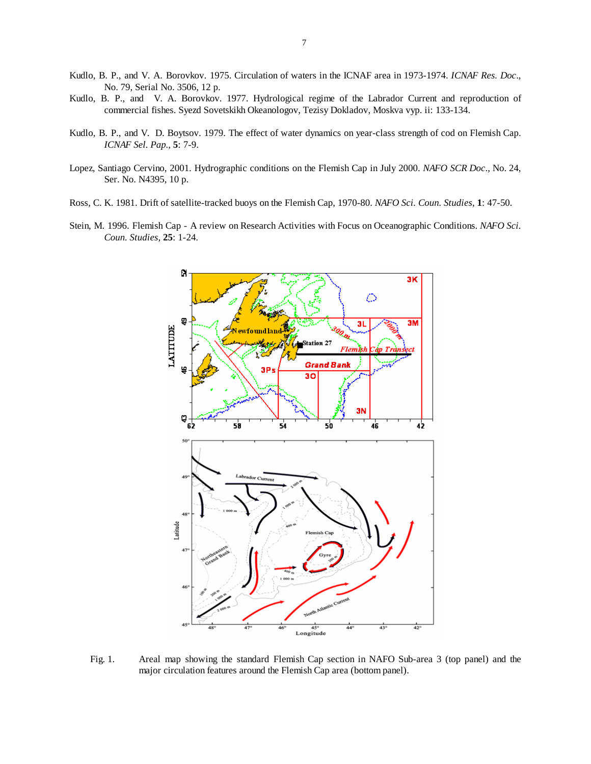Kudlo, B. P., and V. A. Borovkov. 1975. Circulation of waters in the ICNAF area in 1973-1974. *ICNAF Res. Doc*., No. 79, Serial No. 3506, 12 p.

Kudlo, B. P., and V. A. Borovkov. 1977. Hydrological regime of the Labrador Current and reproduction of commercial fishes. Syezd Sovetskikh Okeanologov, Tezisy Dokladov, Moskva vyp. ii: 133-134.

Kudlo, B. P., and V. D. Boytsov. 1979. The effect of water dynamics on year-class strength of cod on Flemish Cap. *ICNAF Sel. Pap.*, **5**: 7-9.

Lopez, Santiago Cervino, 2001. Hydrographic conditions on the Flemish Cap in July 2000. *NAFO SCR Doc*., No. 24, Ser. No. N4395, 10 p.

Ross, C. K. 1981. Drift of satellite-tracked buoys on the Flemish Cap, 1970-80. *NAFO Sci. Coun. Studies*, **1**: 47-50.

Stein, M. 1996. Flemish Cap - A review on Research Activities with Focus on Oceanographic Conditions. *NAFO Sci. Coun. Studies*, **25**: 1-24.

Fig. 1. Areal map showing the standard Flemish Cap section in NAFO Sub-area 3 (top panel) and the major circulation features around the Flemish Cap area (bottom panel).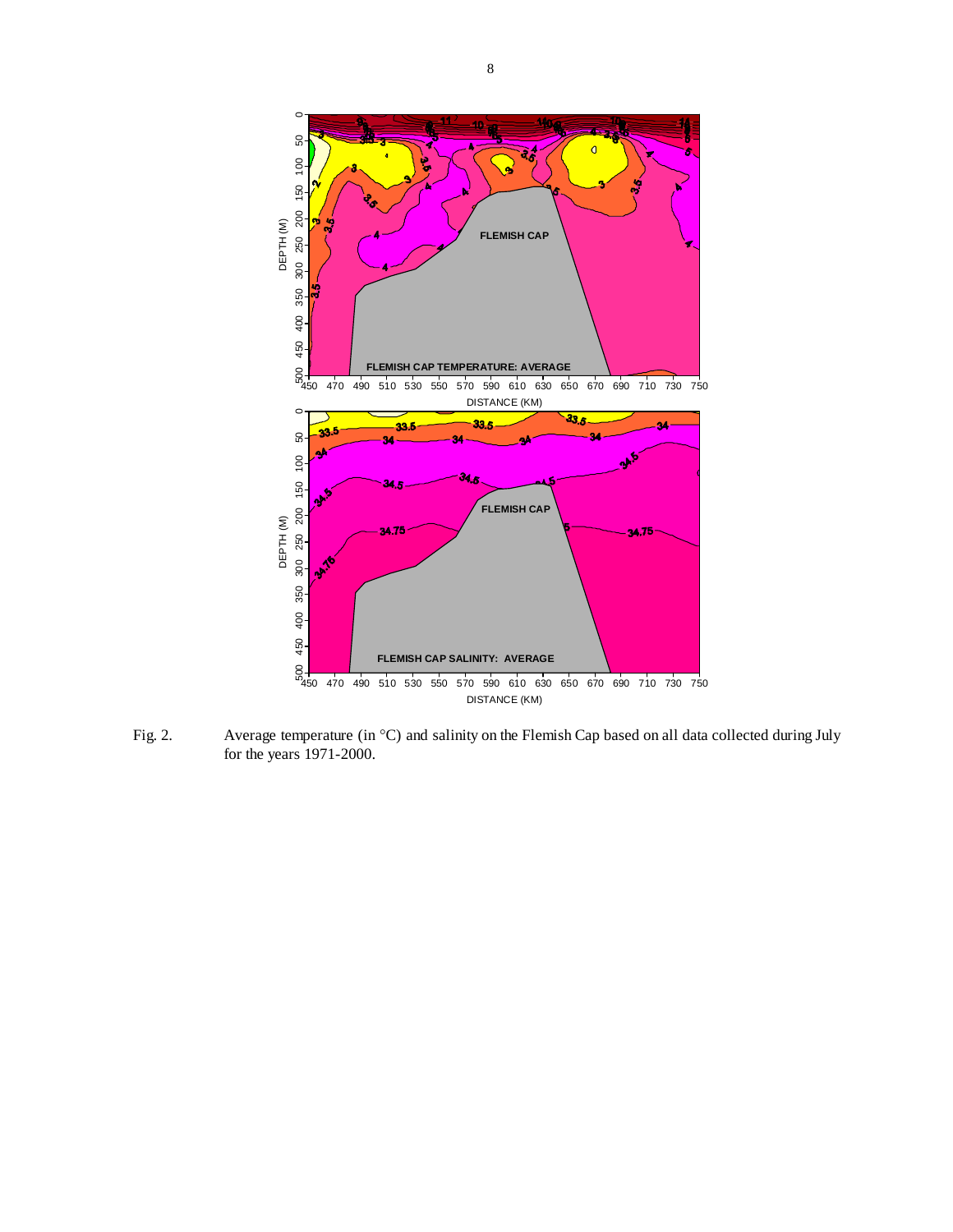Fig. 2. Average temperature (in °C) and salinity on the Flemish Cap based on all data collected during July for the years 1971-2000.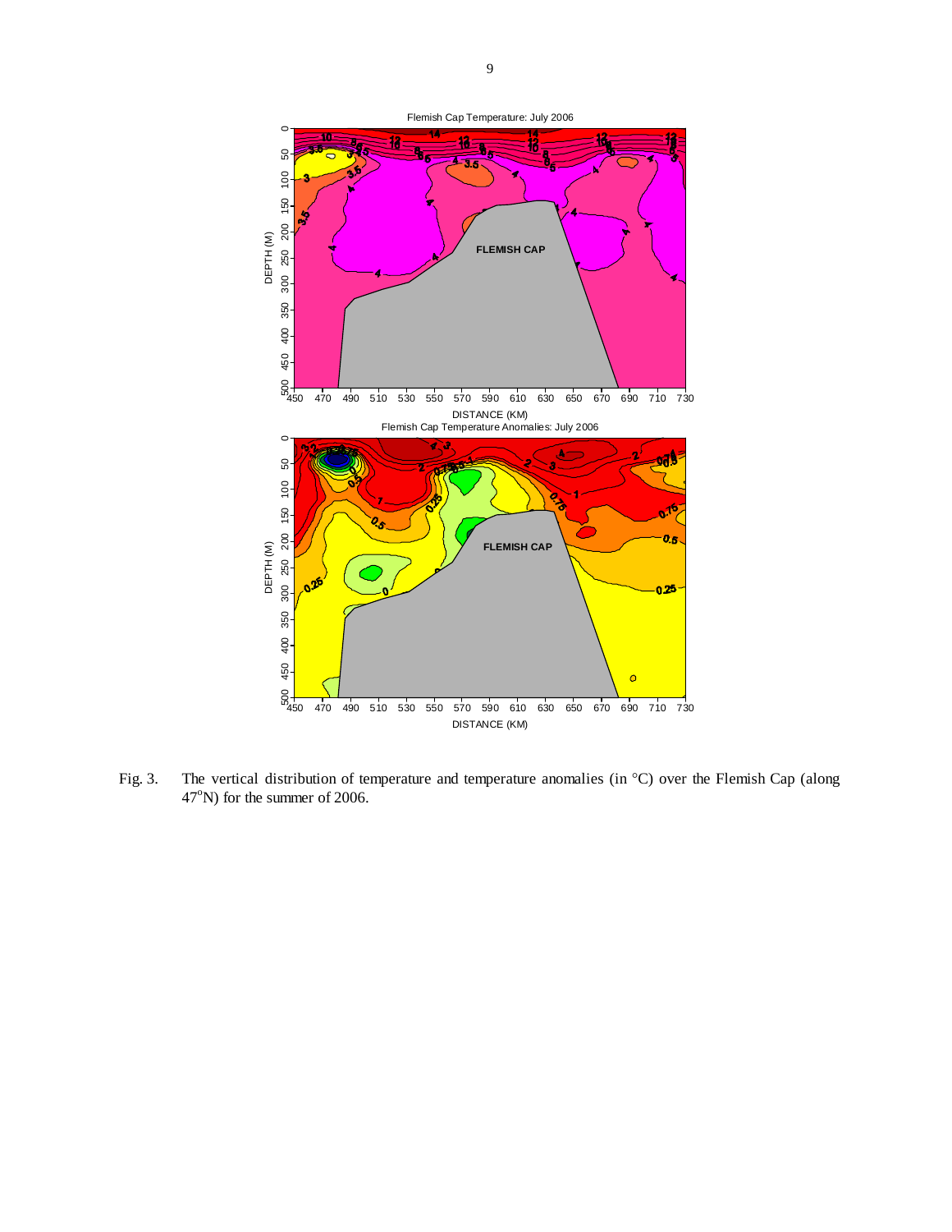Fig. 3. The vertical distribution of temperature and temperature anomalies (in °C) over the Flemish Cap (along 47°N) for the summer of 2006.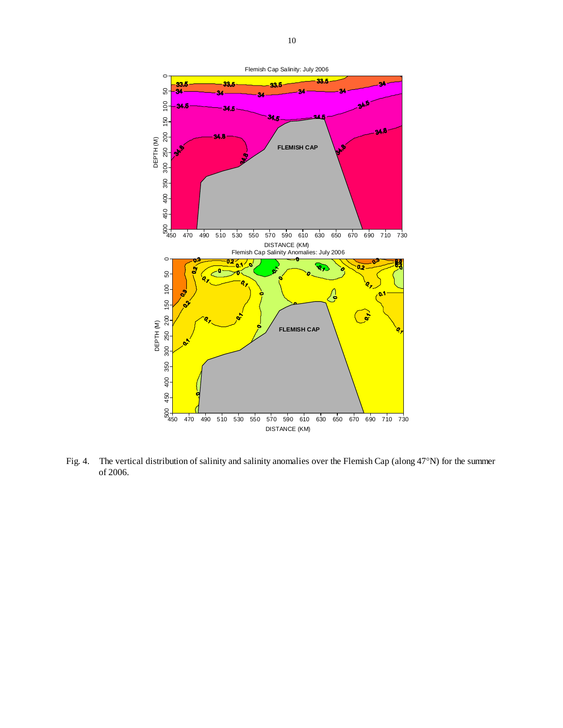Fig. 4. The vertical distribution of salinity and salinity anomalies over the Flemish Cap (along 47°N) for the summer of 2006.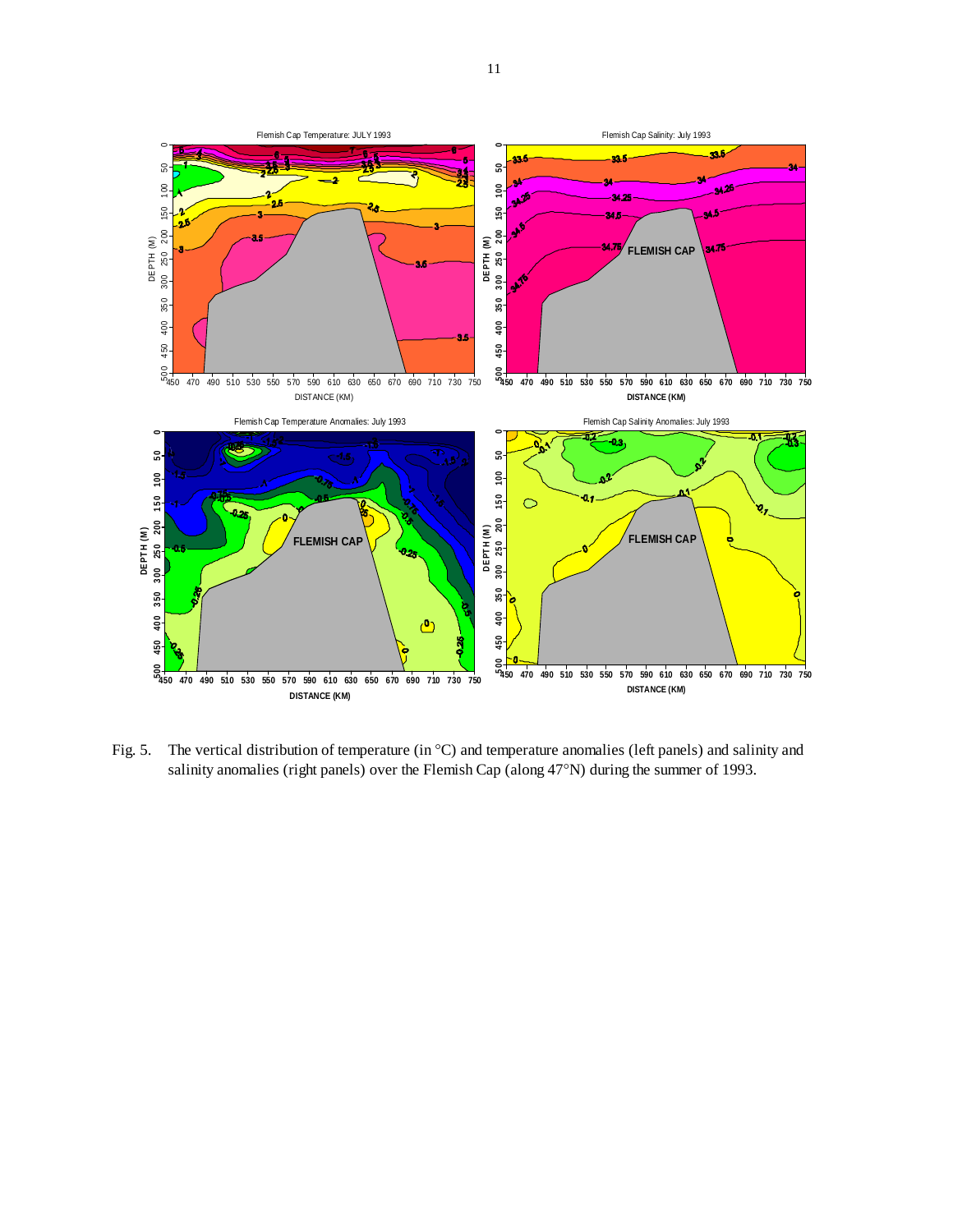Fig. 5. The vertical distribution of temperature (in °C) and temperature anomalies (left panels) and salinity and salinity anomalies (right panels) over the Flemish Cap (along 47°N) during the summer of 1993.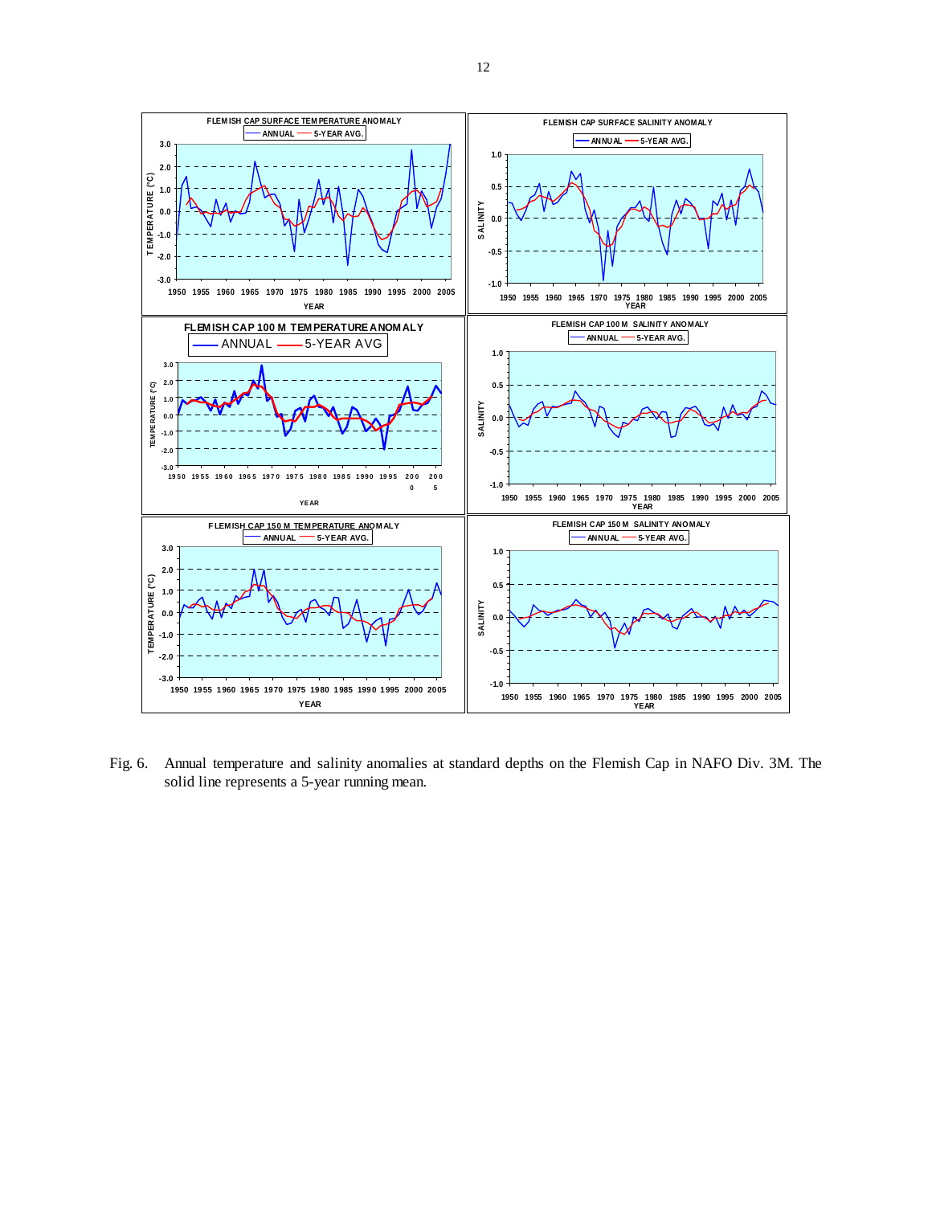Fig. 6. Annual temperature and salinity anomalies at standard depths on the Flemish Cap in NAFO Div. 3M. The solid line represents a 5-year running mean.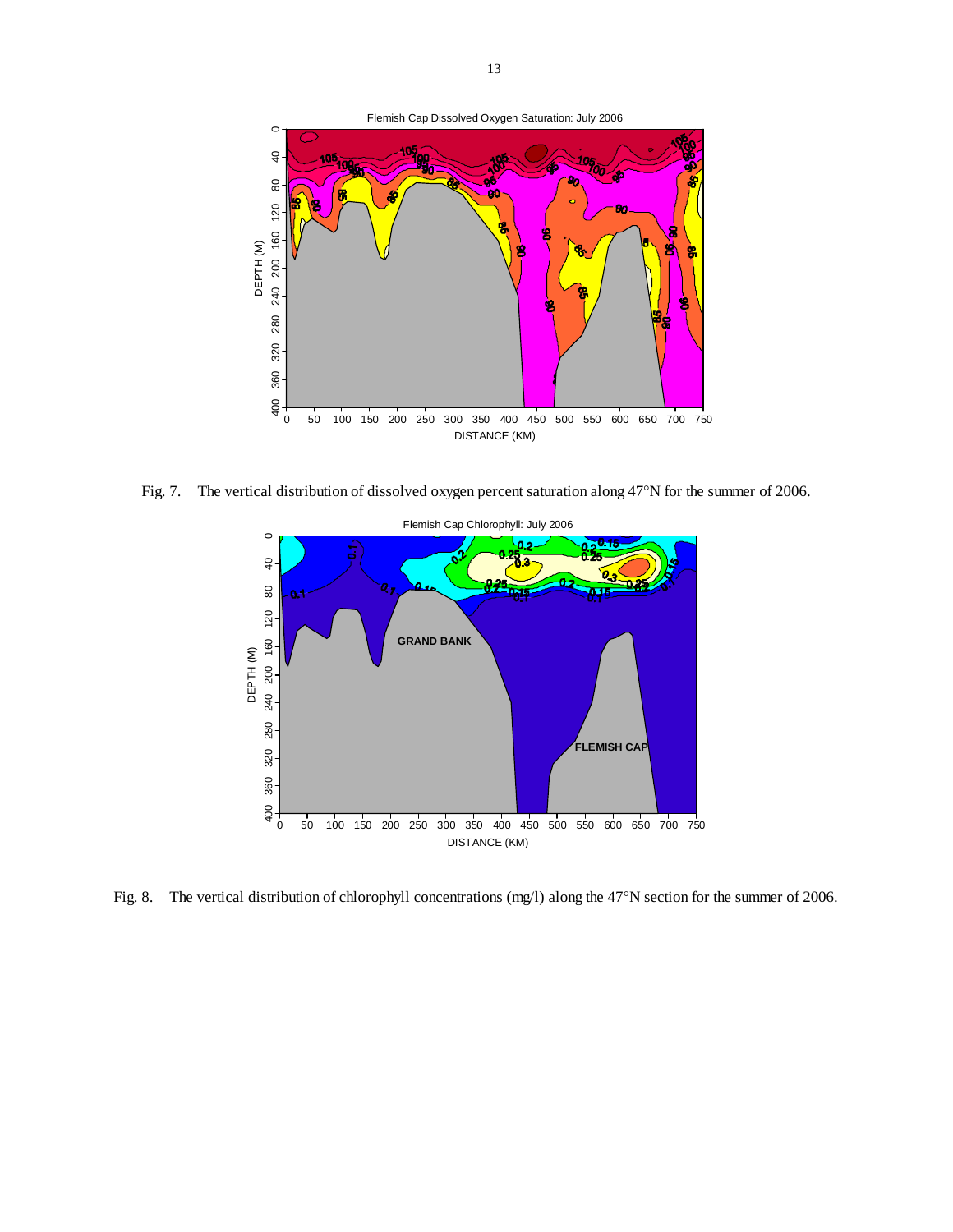Fig. 7. The vertical distribution of dissolved oxygen percent saturation along 47°N for the summer of 2006.

Fig. 8. The vertical distribution of chlorophyll concentrations (mg/l) along the 47°N section for the summer of 2006.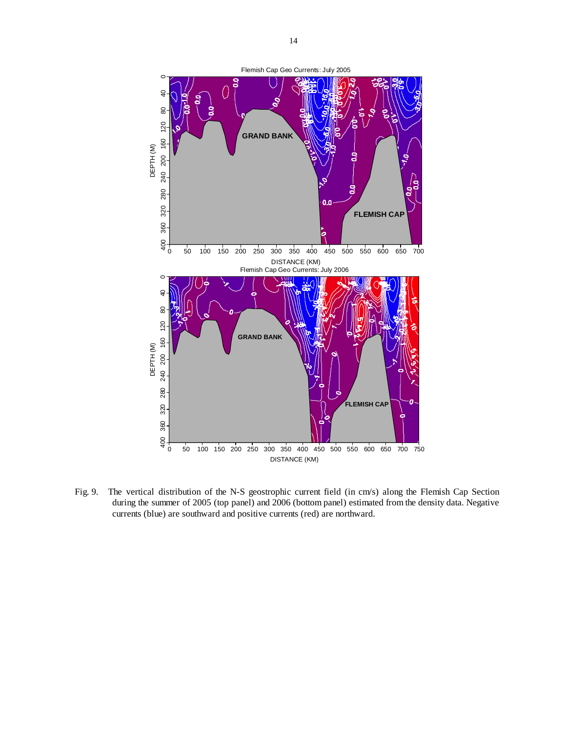Flemish Cap Geo Currents: July 2005

GRAND BANK

FLEMISH CAP

DEPTH (M)

DISTANCE (KM)

Flemish Cap Geo Currents: July 2006

GRAND BANK

FLEMISH CAP

DEPTH (M)

DISTANCE (KM)

Fig. 9. The vertical distribution of the N-S geostrophic current field (in cm/s) along the Flemish Cap Section during the summer of 2005 (top panel) and 2006 (bottom panel) estimated from the density data. Negative currents (blue) are southward and positive currents (red) are northward.